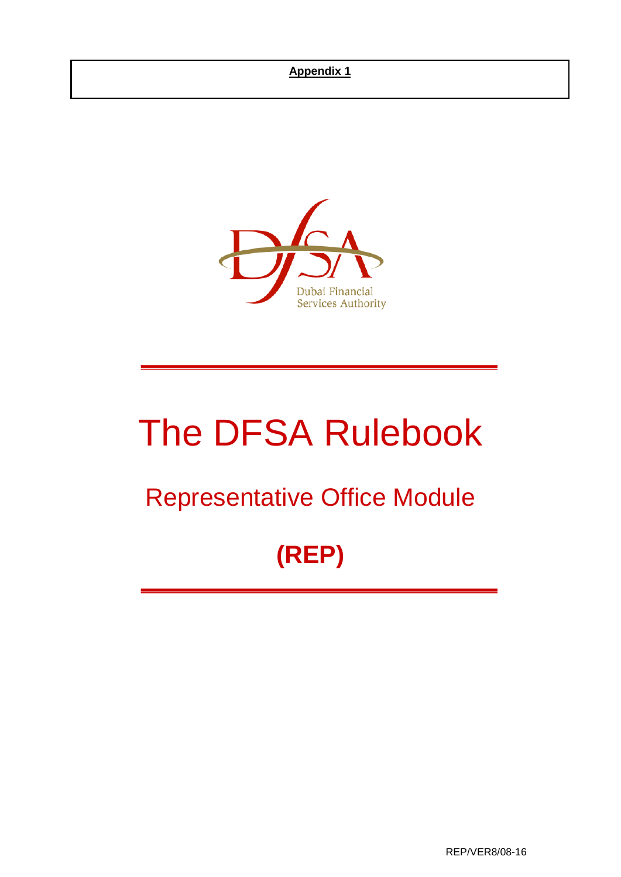**Appendix 1**

Dubai Financial Services Authority

# The DFSA Rulebook

## Representative Office Module

## (REP)

REP/VER8/08-16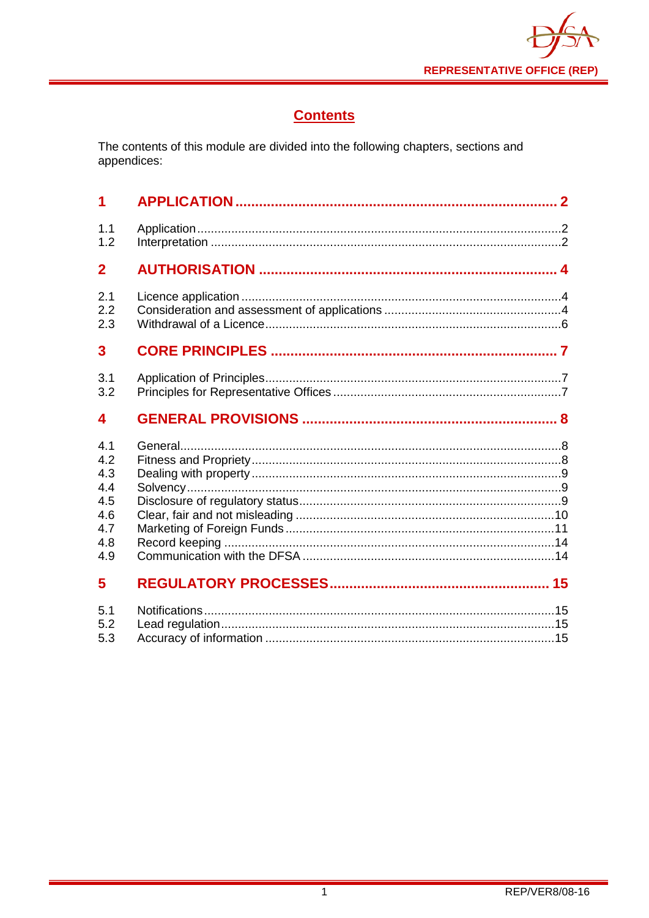# Contents

The contents of this module are divided into the following chapters, sections and appendices:

| | | |
|---|---|---|
| **1** | **APPLICATION** | **2** |
| 1.1 | Application | 2 |
| 1.2 | Interpretation | 2 |
| **2** | **AUTHORISATION** | **4** |
| 2.1 | Licence application | 4 |
| 2.2 | Consideration and assessment of applications | 4 |
| 2.3 | Withdrawal of a Licence | 6 |
| **3** | **CORE PRINCIPLES** | **7** |
| 3.1 | Application of Principles | 7 |
| 3.2 | Principles for Representative Offices | 7 |
| **4** | **GENERAL PROVISIONS** | **8** |
| 4.1 | General | 8 |
| 4.2 | Fitness and Propriety | 8 |
| 4.3 | Dealing with property | 9 |
| 4.4 | Solvency | 9 |
| 4.5 | Disclosure of regulatory status | 9 |
| 4.6 | Clear, fair and not misleading | 10 |
| 4.7 | Marketing of Foreign Funds | 11 |
| 4.8 | Record keeping | 14 |
| 4.9 | Communication with the DFSA | 14 |
| **5** | **REGULATORY PROCESSES** | **15** |
| 5.1 | Notifications | 15 |
| 5.2 | Lead regulation | 15 |
| 5.3 | Accuracy of information | 15 |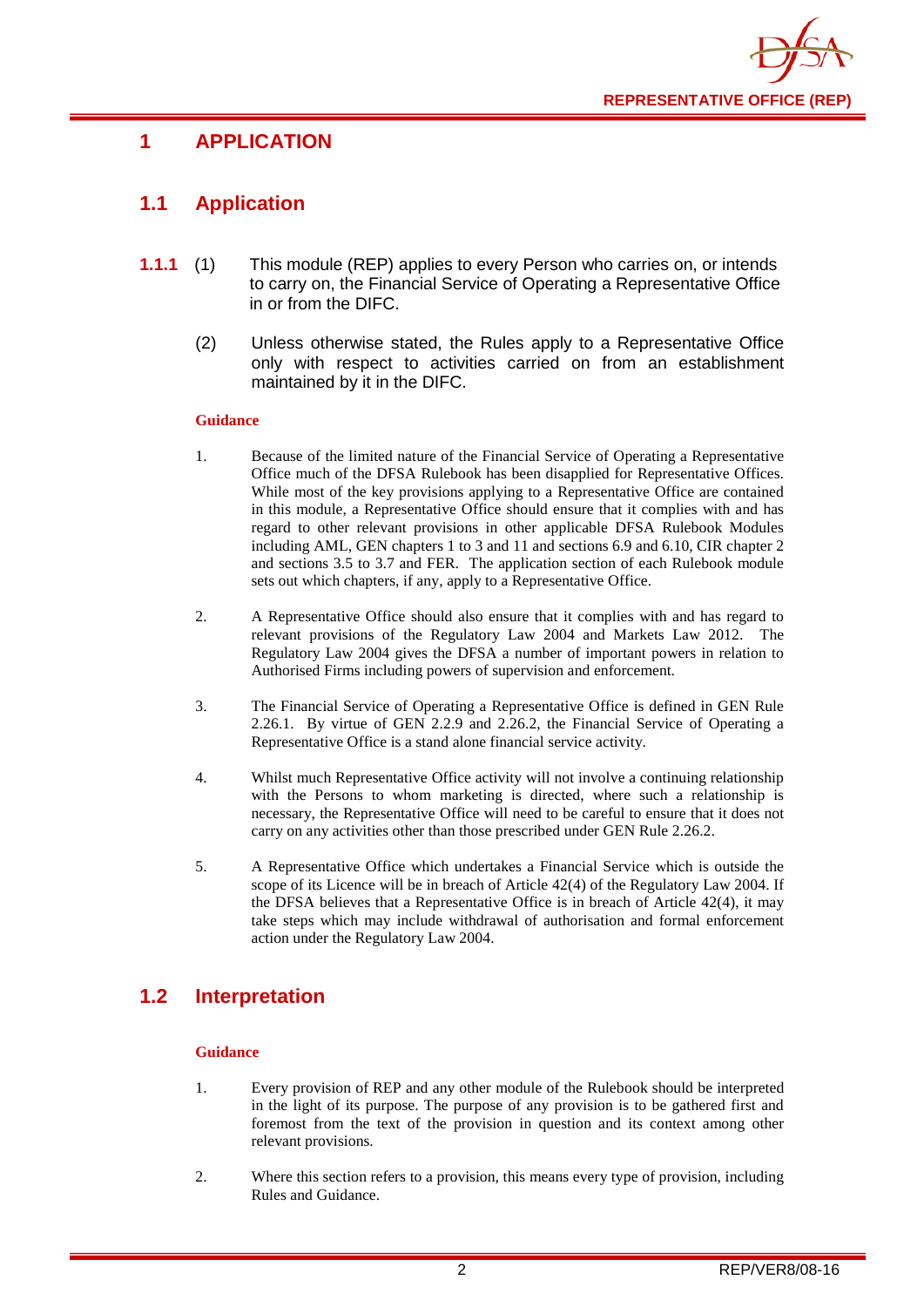# 1 APPLICATION

## 1.1 Application

**1.1.1** (1) This module (REP) applies to every Person who carries on, or intends to carry on, the Financial Service of Operating a Representative Office in or from the DIFC.

(2) Unless otherwise stated, the Rules apply to a Representative Office only with respect to activities carried on from an establishment maintained by it in the DIFC.

**Guidance**

1. Because of the limited nature of the Financial Service of Operating a Representative Office much of the DFSA Rulebook has been disapplied for Representative Offices. While most of the key provisions applying to a Representative Office are contained in this module, a Representative Office should ensure that it complies with and has regard to other relevant provisions in other applicable DFSA Rulebook Modules including AML, GEN chapters 1 to 3 and 11 and sections 6.9 and 6.10, CIR chapter 2 and sections 3.5 to 3.7 and FER. The application section of each Rulebook module sets out which chapters, if any, apply to a Representative Office.

2. A Representative Office should also ensure that it complies with and has regard to relevant provisions of the Regulatory Law 2004 and Markets Law 2012. The Regulatory Law 2004 gives the DFSA a number of important powers in relation to Authorised Firms including powers of supervision and enforcement.

3. The Financial Service of Operating a Representative Office is defined in GEN Rule 2.26.1. By virtue of GEN 2.2.9 and 2.26.2, the Financial Service of Operating a Representative Office is a stand alone financial service activity.

4. Whilst much Representative Office activity will not involve a continuing relationship with the Persons to whom marketing is directed, where such a relationship is necessary, the Representative Office will need to be careful to ensure that it does not carry on any activities other than those prescribed under GEN Rule 2.26.2.

5. A Representative Office which undertakes a Financial Service which is outside the scope of its Licence will be in breach of Article 42(4) of the Regulatory Law 2004. If the DFSA believes that a Representative Office is in breach of Article 42(4), it may take steps which may include withdrawal of authorisation and formal enforcement action under the Regulatory Law 2004.

## 1.2 Interpretation

**Guidance**

1. Every provision of REP and any other module of the Rulebook should be interpreted in the light of its purpose. The purpose of any provision is to be gathered first and foremost from the text of the provision in question and its context among other relevant provisions.

2. Where this section refers to a provision, this means every type of provision, including Rules and Guidance.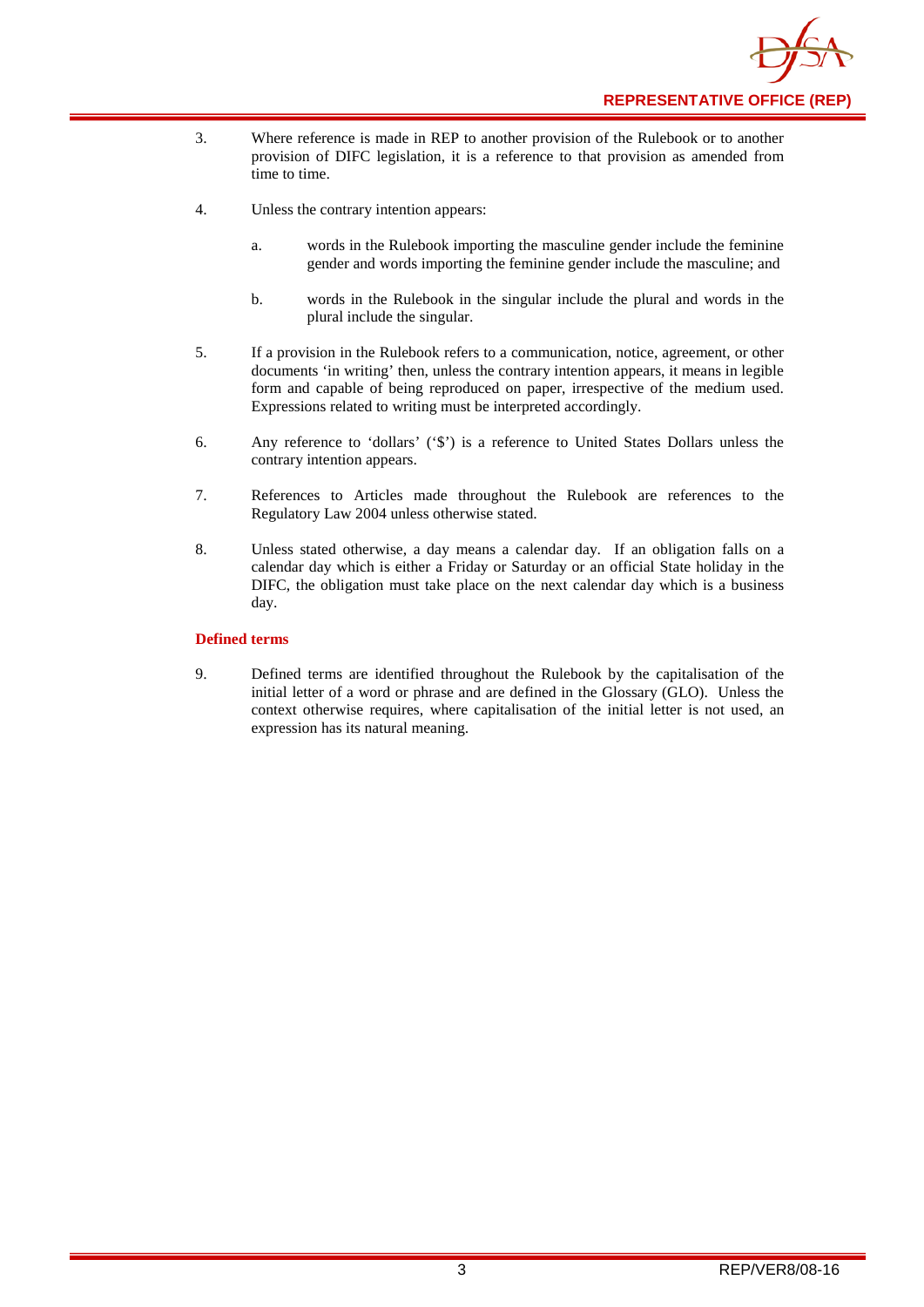3. Where reference is made in REP to another provision of the Rulebook or to another provision of DIFC legislation, it is a reference to that provision as amended from time to time.

4. Unless the contrary intention appears:

   a. words in the Rulebook importing the masculine gender include the feminine gender and words importing the feminine gender include the masculine; and

   b. words in the Rulebook in the singular include the plural and words in the plural include the singular.

5. If a provision in the Rulebook refers to a communication, notice, agreement, or other documents 'in writing' then, unless the contrary intention appears, it means in legible form and capable of being reproduced on paper, irrespective of the medium used. Expressions related to writing must be interpreted accordingly.

6. Any reference to 'dollars' ('$') is a reference to United States Dollars unless the contrary intention appears.

7. References to Articles made throughout the Rulebook are references to the Regulatory Law 2004 unless otherwise stated.

8. Unless stated otherwise, a day means a calendar day. If an obligation falls on a calendar day which is either a Friday or Saturday or an official State holiday in the DIFC, the obligation must take place on the next calendar day which is a business day.

### Defined terms

9. Defined terms are identified throughout the Rulebook by the capitalisation of the initial letter of a word or phrase and are defined in the Glossary (GLO). Unless the context otherwise requires, where capitalisation of the initial letter is not used, an expression has its natural meaning.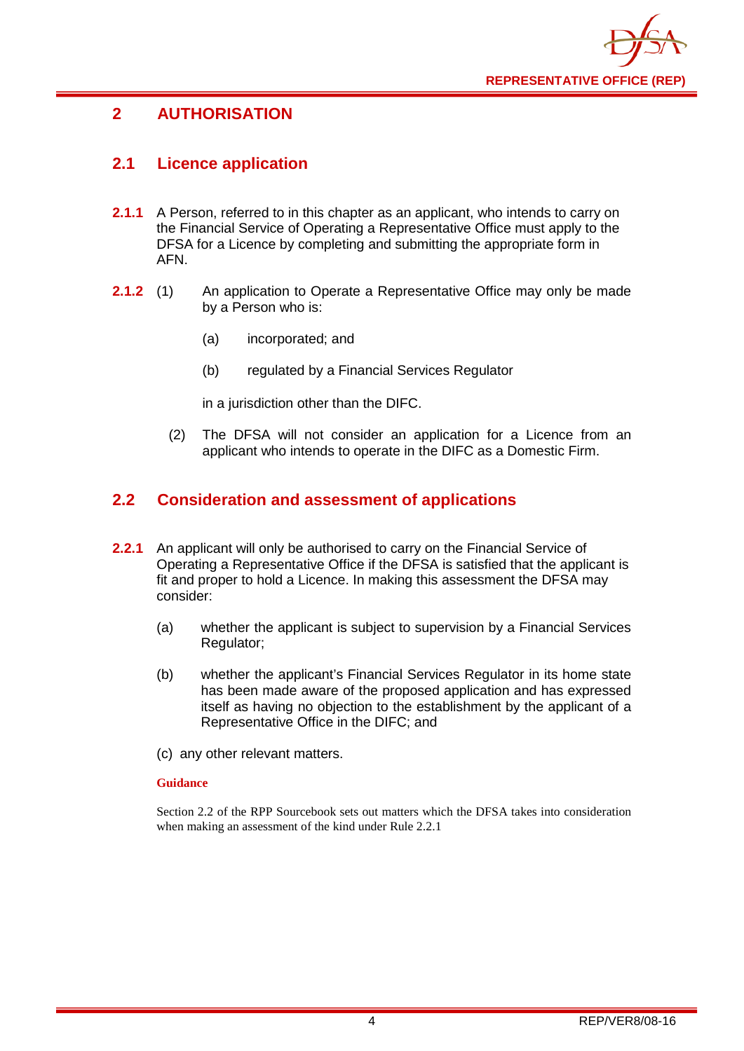## 2 AUTHORISATION

### 2.1 Licence application

**2.1.1** A Person, referred to in this chapter as an applicant, who intends to carry on the Financial Service of Operating a Representative Office must apply to the DFSA for a Licence by completing and submitting the appropriate form in AFN.

**2.1.2** (1) An application to Operate a Representative Office may only be made by a Person who is:

(a) incorporated; and

(b) regulated by a Financial Services Regulator

in a jurisdiction other than the DIFC.

(2) The DFSA will not consider an application for a Licence from an applicant who intends to operate in the DIFC as a Domestic Firm.

### 2.2 Consideration and assessment of applications

**2.2.1** An applicant will only be authorised to carry on the Financial Service of Operating a Representative Office if the DFSA is satisfied that the applicant is fit and proper to hold a Licence. In making this assessment the DFSA may consider:

(a) whether the applicant is subject to supervision by a Financial Services Regulator;

(b) whether the applicant's Financial Services Regulator in its home state has been made aware of the proposed application and has expressed itself as having no objection to the establishment by the applicant of a Representative Office in the DIFC; and

(c) any other relevant matters.

**Guidance**

Section 2.2 of the RPP Sourcebook sets out matters which the DFSA takes into consideration when making an assessment of the kind under Rule 2.2.1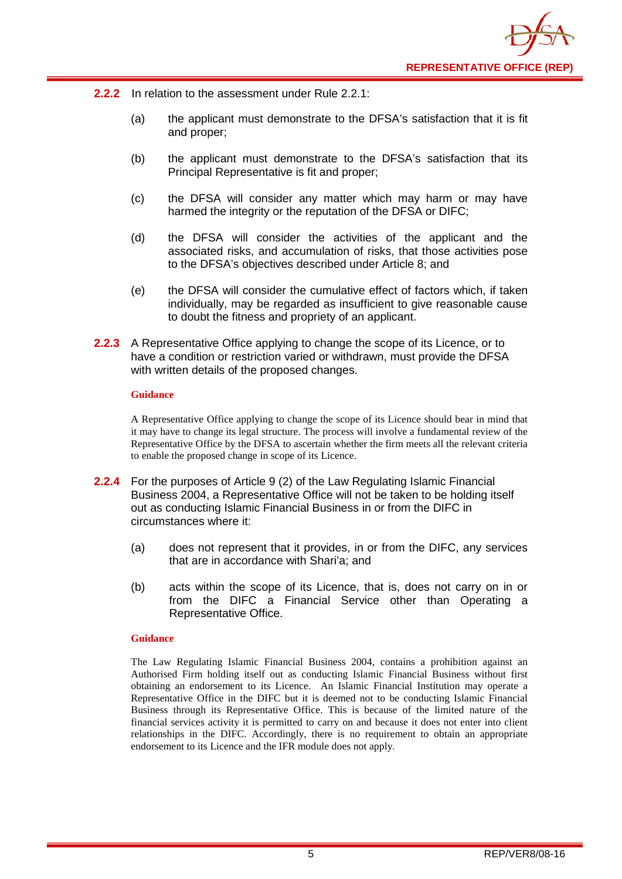**2.2.2** In relation to the assessment under Rule 2.2.1:

(a) the applicant must demonstrate to the DFSA's satisfaction that it is fit and proper;

(b) the applicant must demonstrate to the DFSA's satisfaction that its Principal Representative is fit and proper;

(c) the DFSA will consider any matter which may harm or may have harmed the integrity or the reputation of the DFSA or DIFC;

(d) the DFSA will consider the activities of the applicant and the associated risks, and accumulation of risks, that those activities pose to the DFSA's objectives described under Article 8; and

(e) the DFSA will consider the cumulative effect of factors which, if taken individually, may be regarded as insufficient to give reasonable cause to doubt the fitness and propriety of an applicant.

**2.2.3** A Representative Office applying to change the scope of its Licence, or to have a condition or restriction varied or withdrawn, must provide the DFSA with written details of the proposed changes.

**Guidance**

A Representative Office applying to change the scope of its Licence should bear in mind that it may have to change its legal structure. The process will involve a fundamental review of the Representative Office by the DFSA to ascertain whether the firm meets all the relevant criteria to enable the proposed change in scope of its Licence.

**2.2.4** For the purposes of Article 9 (2) of the Law Regulating Islamic Financial Business 2004, a Representative Office will not be taken to be holding itself out as conducting Islamic Financial Business in or from the DIFC in circumstances where it:

(a) does not represent that it provides, in or from the DIFC, any services that are in accordance with Shari'a; and

(b) acts within the scope of its Licence, that is, does not carry on in or from the DIFC a Financial Service other than Operating a Representative Office.

**Guidance**

The Law Regulating Islamic Financial Business 2004, contains a prohibition against an Authorised Firm holding itself out as conducting Islamic Financial Business without first obtaining an endorsement to its Licence. An Islamic Financial Institution may operate a Representative Office in the DIFC but it is deemed not to be conducting Islamic Financial Business through its Representative Office. This is because of the limited nature of the financial services activity it is permitted to carry on and because it does not enter into client relationships in the DIFC. Accordingly, there is no requirement to obtain an appropriate endorsement to its Licence and the IFR module does not apply.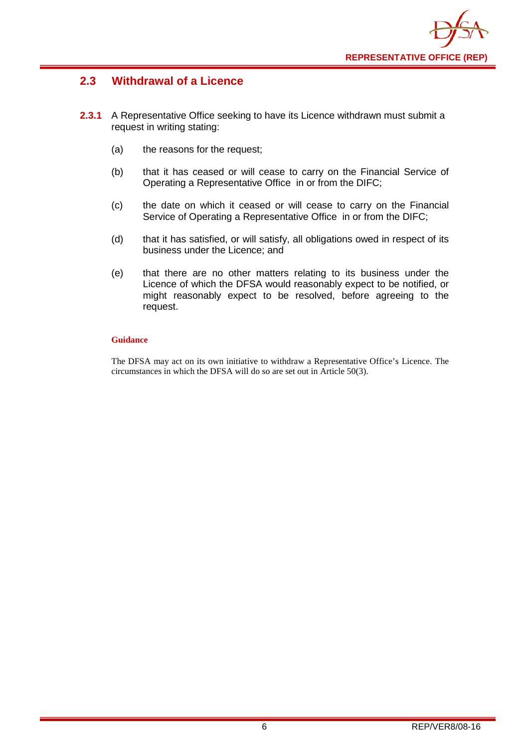## 2.3 Withdrawal of a Licence

**2.3.1** A Representative Office seeking to have its Licence withdrawn must submit a request in writing stating:

(a) the reasons for the request;

(b) that it has ceased or will cease to carry on the Financial Service of Operating a Representative Office in or from the DIFC;

(c) the date on which it ceased or will cease to carry on the Financial Service of Operating a Representative Office in or from the DIFC;

(d) that it has satisfied, or will satisfy, all obligations owed in respect of its business under the Licence; and

(e) that there are no other matters relating to its business under the Licence of which the DFSA would reasonably expect to be notified, or might reasonably expect to be resolved, before agreeing to the request.

**Guidance**

The DFSA may act on its own initiative to withdraw a Representative Office's Licence. The circumstances in which the DFSA will do so are set out in Article 50(3).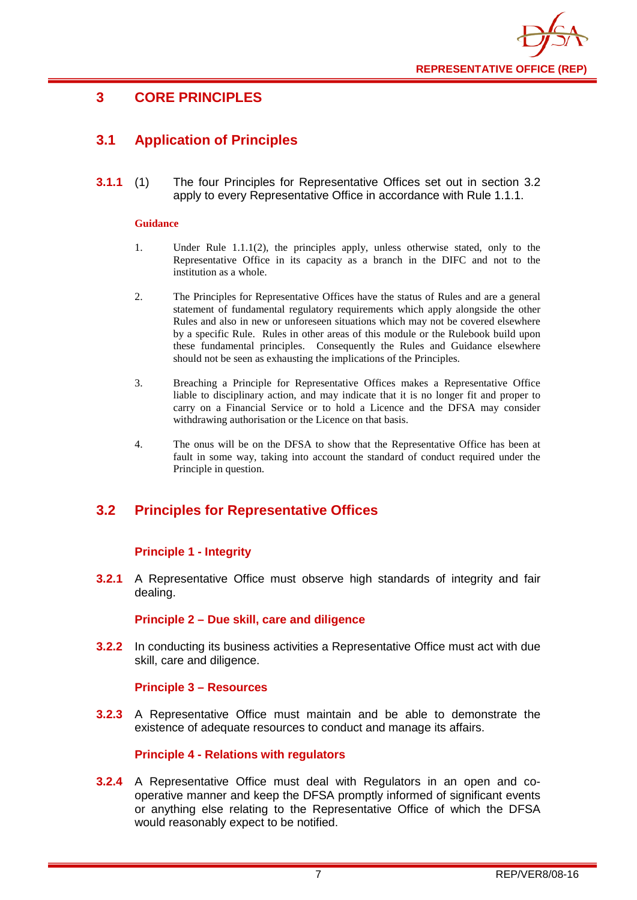# 3 CORE PRINCIPLES

## 3.1 Application of Principles

**3.1.1** (1) The four Principles for Representative Offices set out in section 3.2 apply to every Representative Office in accordance with Rule 1.1.1.

**Guidance**

1. Under Rule 1.1.1(2), the principles apply, unless otherwise stated, only to the Representative Office in its capacity as a branch in the DIFC and not to the institution as a whole.

2. The Principles for Representative Offices have the status of Rules and are a general statement of fundamental regulatory requirements which apply alongside the other Rules and also in new or unforeseen situations which may not be covered elsewhere by a specific Rule. Rules in other areas of this module or the Rulebook build upon these fundamental principles. Consequently the Rules and Guidance elsewhere should not be seen as exhausting the implications of the Principles.

3. Breaching a Principle for Representative Offices makes a Representative Office liable to disciplinary action, and may indicate that it is no longer fit and proper to carry on a Financial Service or to hold a Licence and the DFSA may consider withdrawing authorisation or the Licence on that basis.

4. The onus will be on the DFSA to show that the Representative Office has been at fault in some way, taking into account the standard of conduct required under the Principle in question.

## 3.2 Principles for Representative Offices

### Principle 1 - Integrity

**3.2.1** A Representative Office must observe high standards of integrity and fair dealing.

### Principle 2 – Due skill, care and diligence

**3.2.2** In conducting its business activities a Representative Office must act with due skill, care and diligence.

### Principle 3 – Resources

**3.2.3** A Representative Office must maintain and be able to demonstrate the existence of adequate resources to conduct and manage its affairs.

### Principle 4 - Relations with regulators

**3.2.4** A Representative Office must deal with Regulators in an open and co-operative manner and keep the DFSA promptly informed of significant events or anything else relating to the Representative Office of which the DFSA would reasonably expect to be notified.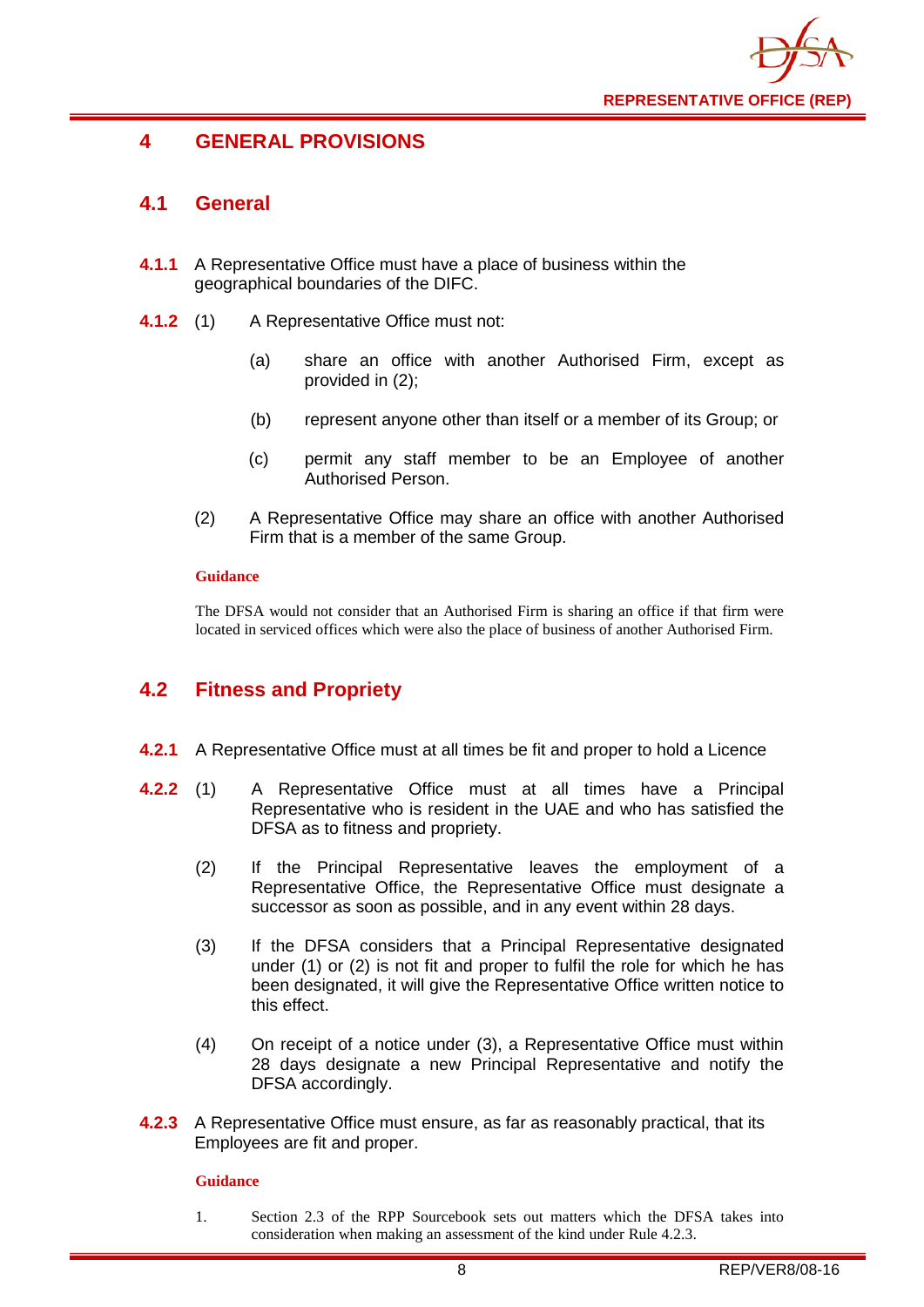# 4 GENERAL PROVISIONS

## 4.1 General

**4.1.1** A Representative Office must have a place of business within the geographical boundaries of the DIFC.

**4.1.2** (1) A Representative Office must not:

(a) share an office with another Authorised Firm, except as provided in (2);

(b) represent anyone other than itself or a member of its Group; or

(c) permit any staff member to be an Employee of another Authorised Person.

(2) A Representative Office may share an office with another Authorised Firm that is a member of the same Group.

**Guidance**

The DFSA would not consider that an Authorised Firm is sharing an office if that firm were located in serviced offices which were also the place of business of another Authorised Firm.

## 4.2 Fitness and Propriety

**4.2.1** A Representative Office must at all times be fit and proper to hold a Licence

**4.2.2** (1) A Representative Office must at all times have a Principal Representative who is resident in the UAE and who has satisfied the DFSA as to fitness and propriety.

(2) If the Principal Representative leaves the employment of a Representative Office, the Representative Office must designate a successor as soon as possible, and in any event within 28 days.

(3) If the DFSA considers that a Principal Representative designated under (1) or (2) is not fit and proper to fulfil the role for which he has been designated, it will give the Representative Office written notice to this effect.

(4) On receipt of a notice under (3), a Representative Office must within 28 days designate a new Principal Representative and notify the DFSA accordingly.

**4.2.3** A Representative Office must ensure, as far as reasonably practical, that its Employees are fit and proper.

**Guidance**

1. Section 2.3 of the RPP Sourcebook sets out matters which the DFSA takes into consideration when making an assessment of the kind under Rule 4.2.3.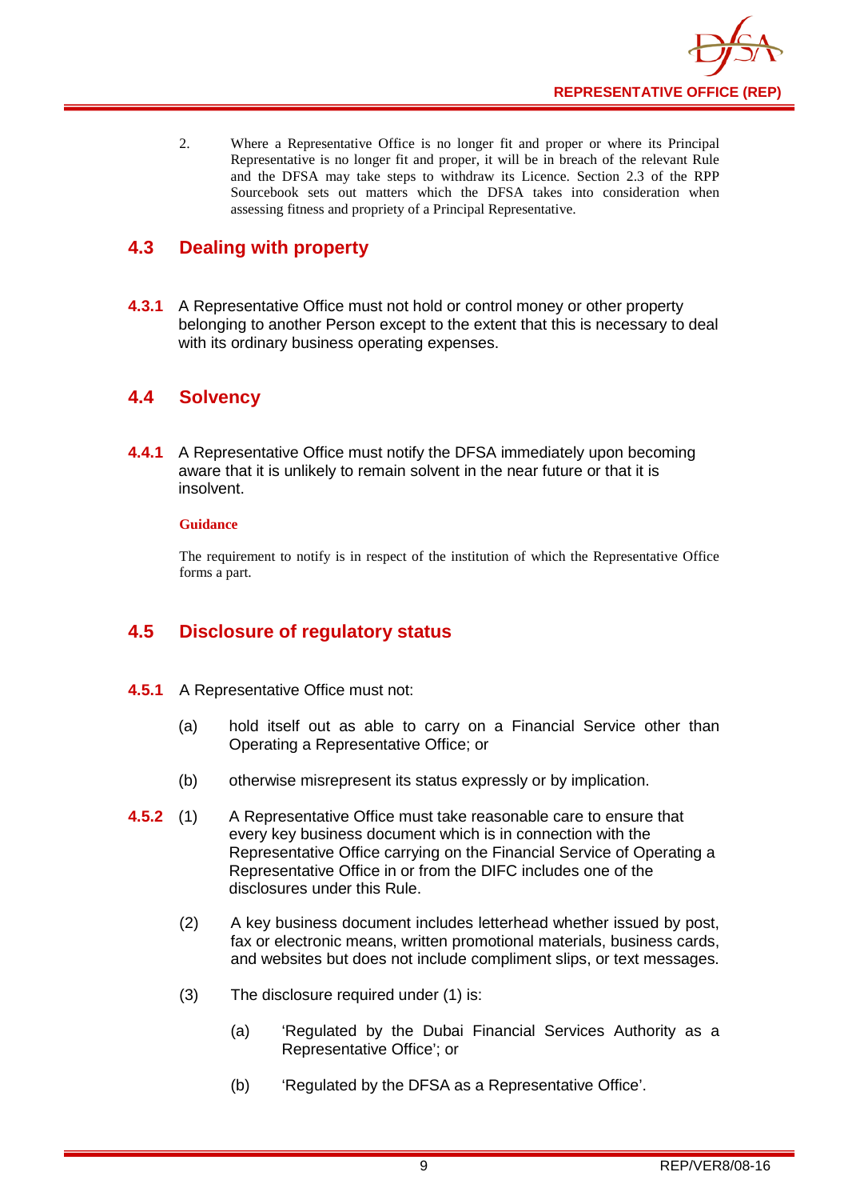2. Where a Representative Office is no longer fit and proper or where its Principal Representative is no longer fit and proper, it will be in breach of the relevant Rule and the DFSA may take steps to withdraw its Licence. Section 2.3 of the RPP Sourcebook sets out matters which the DFSA takes into consideration when assessing fitness and propriety of a Principal Representative.

## 4.3 Dealing with property

**4.3.1** A Representative Office must not hold or control money or other property belonging to another Person except to the extent that this is necessary to deal with its ordinary business operating expenses.

## 4.4 Solvency

**4.4.1** A Representative Office must notify the DFSA immediately upon becoming aware that it is unlikely to remain solvent in the near future or that it is insolvent.

**Guidance**

The requirement to notify is in respect of the institution of which the Representative Office forms a part.

## 4.5 Disclosure of regulatory status

**4.5.1** A Representative Office must not:

(a) hold itself out as able to carry on a Financial Service other than Operating a Representative Office; or

(b) otherwise misrepresent its status expressly or by implication.

**4.5.2** (1) A Representative Office must take reasonable care to ensure that every key business document which is in connection with the Representative Office carrying on the Financial Service of Operating a Representative Office in or from the DIFC includes one of the disclosures under this Rule.

(2) A key business document includes letterhead whether issued by post, fax or electronic means, written promotional materials, business cards, and websites but does not include compliment slips, or text messages.

(3) The disclosure required under (1) is:

(a) 'Regulated by the Dubai Financial Services Authority as a Representative Office'; or

(b) 'Regulated by the DFSA as a Representative Office'.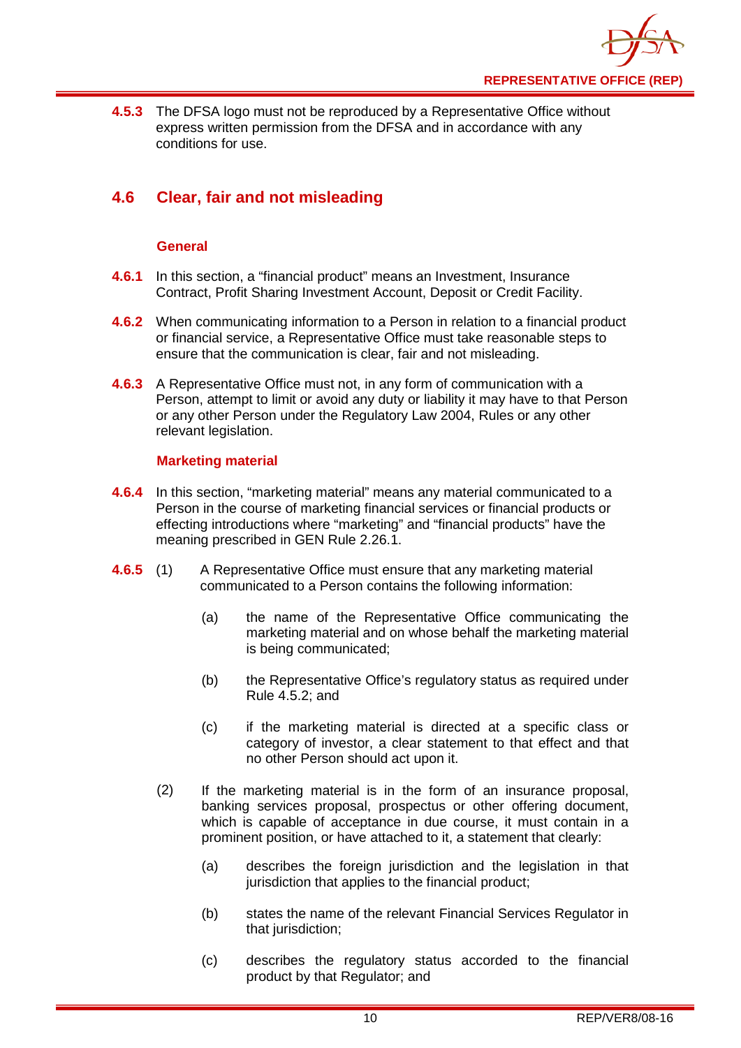**4.5.3** The DFSA logo must not be reproduced by a Representative Office without express written permission from the DFSA and in accordance with any conditions for use.

## 4.6 Clear, fair and not misleading

### General

**4.6.1** In this section, a "financial product" means an Investment, Insurance Contract, Profit Sharing Investment Account, Deposit or Credit Facility.

**4.6.2** When communicating information to a Person in relation to a financial product or financial service, a Representative Office must take reasonable steps to ensure that the communication is clear, fair and not misleading.

**4.6.3** A Representative Office must not, in any form of communication with a Person, attempt to limit or avoid any duty or liability it may have to that Person or any other Person under the Regulatory Law 2004, Rules or any other relevant legislation.

### Marketing material

**4.6.4** In this section, "marketing material" means any material communicated to a Person in the course of marketing financial services or financial products or effecting introductions where "marketing" and "financial products" have the meaning prescribed in GEN Rule 2.26.1.

**4.6.5** (1) A Representative Office must ensure that any marketing material communicated to a Person contains the following information:

(a) the name of the Representative Office communicating the marketing material and on whose behalf the marketing material is being communicated;

(b) the Representative Office's regulatory status as required under Rule 4.5.2; and

(c) if the marketing material is directed at a specific class or category of investor, a clear statement to that effect and that no other Person should act upon it.

(2) If the marketing material is in the form of an insurance proposal, banking services proposal, prospectus or other offering document, which is capable of acceptance in due course, it must contain in a prominent position, or have attached to it, a statement that clearly:

(a) describes the foreign jurisdiction and the legislation in that jurisdiction that applies to the financial product;

(b) states the name of the relevant Financial Services Regulator in that jurisdiction;

(c) describes the regulatory status accorded to the financial product by that Regulator; and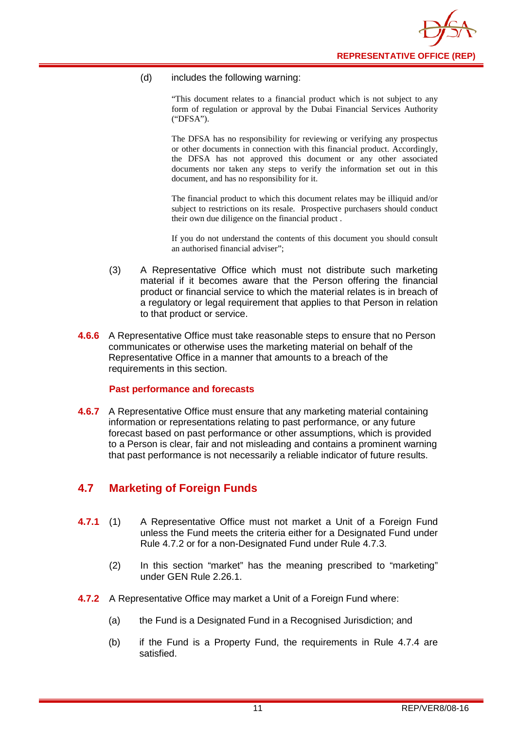(d) includes the following warning:

> "This document relates to a financial product which is not subject to any form of regulation or approval by the Dubai Financial Services Authority ("DFSA").
>
> The DFSA has no responsibility for reviewing or verifying any prospectus or other documents in connection with this financial product. Accordingly, the DFSA has not approved this document or any other associated documents nor taken any steps to verify the information set out in this document, and has no responsibility for it.
>
> The financial product to which this document relates may be illiquid and/or subject to restrictions on its resale. Prospective purchasers should conduct their own due diligence on the financial product .
>
> If you do not understand the contents of this document you should consult an authorised financial adviser";

(3) A Representative Office which must not distribute such marketing material if it becomes aware that the Person offering the financial product or financial service to which the material relates is in breach of a regulatory or legal requirement that applies to that Person in relation to that product or service.

**4.6.6** A Representative Office must take reasonable steps to ensure that no Person communicates or otherwise uses the marketing material on behalf of the Representative Office in a manner that amounts to a breach of the requirements in this section.

**Past performance and forecasts**

**4.6.7** A Representative Office must ensure that any marketing material containing information or representations relating to past performance, or any future forecast based on past performance or other assumptions, which is provided to a Person is clear, fair and not misleading and contains a prominent warning that past performance is not necessarily a reliable indicator of future results.

## 4.7 Marketing of Foreign Funds

**4.7.1** (1) A Representative Office must not market a Unit of a Foreign Fund unless the Fund meets the criteria either for a Designated Fund under Rule 4.7.2 or for a non-Designated Fund under Rule 4.7.3.

(2) In this section "market" has the meaning prescribed to "marketing" under GEN Rule 2.26.1.

**4.7.2** A Representative Office may market a Unit of a Foreign Fund where:

(a) the Fund is a Designated Fund in a Recognised Jurisdiction; and

(b) if the Fund is a Property Fund, the requirements in Rule 4.7.4 are satisfied.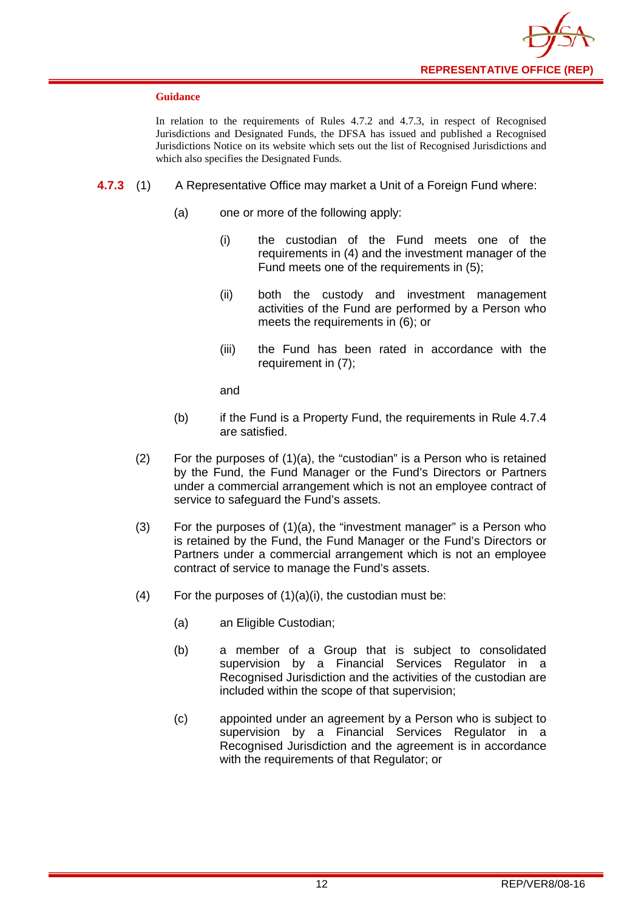**Guidance**

In relation to the requirements of Rules 4.7.2 and 4.7.3, in respect of Recognised Jurisdictions and Designated Funds, the DFSA has issued and published a Recognised Jurisdictions Notice on its website which sets out the list of Recognised Jurisdictions and which also specifies the Designated Funds.

**4.7.3** (1) A Representative Office may market a Unit of a Foreign Fund where:

(a) one or more of the following apply:

(i) the custodian of the Fund meets one of the requirements in (4) and the investment manager of the Fund meets one of the requirements in (5);

(ii) both the custody and investment management activities of the Fund are performed by a Person who meets the requirements in (6); or

(iii) the Fund has been rated in accordance with the requirement in (7);

and

(b) if the Fund is a Property Fund, the requirements in Rule 4.7.4 are satisfied.

(2) For the purposes of (1)(a), the "custodian" is a Person who is retained by the Fund, the Fund Manager or the Fund's Directors or Partners under a commercial arrangement which is not an employee contract of service to safeguard the Fund's assets.

(3) For the purposes of (1)(a), the "investment manager" is a Person who is retained by the Fund, the Fund Manager or the Fund's Directors or Partners under a commercial arrangement which is not an employee contract of service to manage the Fund's assets.

(4) For the purposes of (1)(a)(i), the custodian must be:

(a) an Eligible Custodian;

(b) a member of a Group that is subject to consolidated supervision by a Financial Services Regulator in a Recognised Jurisdiction and the activities of the custodian are included within the scope of that supervision;

(c) appointed under an agreement by a Person who is subject to supervision by a Financial Services Regulator in a Recognised Jurisdiction and the agreement is in accordance with the requirements of that Regulator; or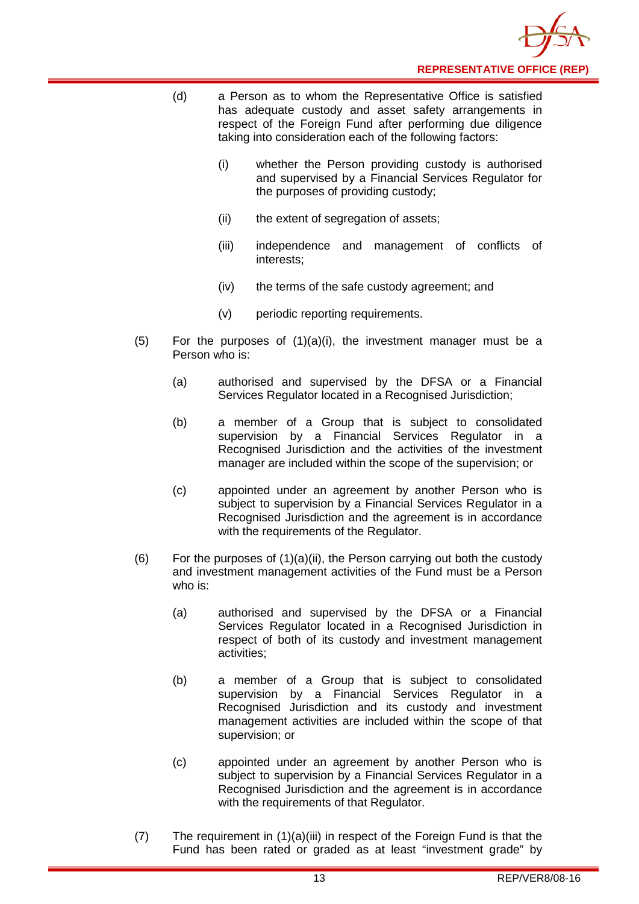(d) a Person as to whom the Representative Office is satisfied has adequate custody and asset safety arrangements in respect of the Foreign Fund after performing due diligence taking into consideration each of the following factors:

   (i) whether the Person providing custody is authorised and supervised by a Financial Services Regulator for the purposes of providing custody;

   (ii) the extent of segregation of assets;

   (iii) independence and management of conflicts of interests;

   (iv) the terms of the safe custody agreement; and

   (v) periodic reporting requirements.

(5) For the purposes of (1)(a)(i), the investment manager must be a Person who is:

   (a) authorised and supervised by the DFSA or a Financial Services Regulator located in a Recognised Jurisdiction;

   (b) a member of a Group that is subject to consolidated supervision by a Financial Services Regulator in a Recognised Jurisdiction and the activities of the investment manager are included within the scope of the supervision; or

   (c) appointed under an agreement by another Person who is subject to supervision by a Financial Services Regulator in a Recognised Jurisdiction and the agreement is in accordance with the requirements of the Regulator.

(6) For the purposes of (1)(a)(ii), the Person carrying out both the custody and investment management activities of the Fund must be a Person who is:

   (a) authorised and supervised by the DFSA or a Financial Services Regulator located in a Recognised Jurisdiction in respect of both of its custody and investment management activities;

   (b) a member of a Group that is subject to consolidated supervision by a Financial Services Regulator in a Recognised Jurisdiction and its custody and investment management activities are included within the scope of that supervision; or

   (c) appointed under an agreement by another Person who is subject to supervision by a Financial Services Regulator in a Recognised Jurisdiction and the agreement is in accordance with the requirements of that Regulator.

(7) The requirement in (1)(a)(iii) in respect of the Foreign Fund is that the Fund has been rated or graded as at least "investment grade" by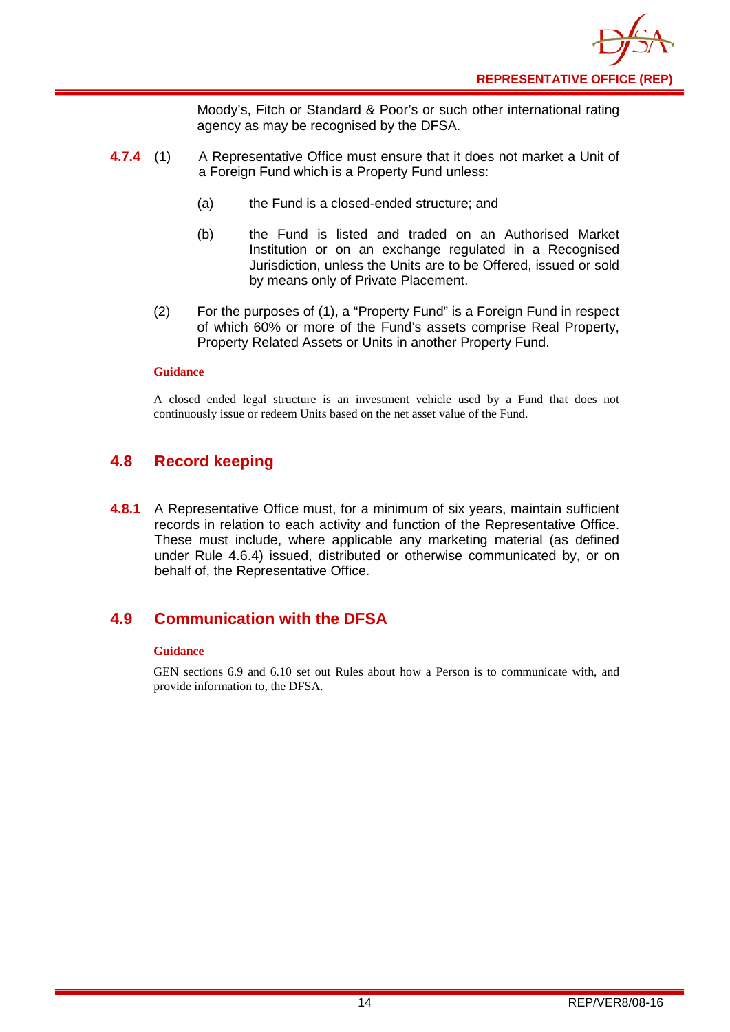Moody's, Fitch or Standard & Poor's or such other international rating agency as may be recognised by the DFSA.

**4.7.4** (1) A Representative Office must ensure that it does not market a Unit of a Foreign Fund which is a Property Fund unless:

(a) the Fund is a closed-ended structure; and

(b) the Fund is listed and traded on an Authorised Market Institution or on an exchange regulated in a Recognised Jurisdiction, unless the Units are to be Offered, issued or sold by means only of Private Placement.

(2) For the purposes of (1), a "Property Fund" is a Foreign Fund in respect of which 60% or more of the Fund's assets comprise Real Property, Property Related Assets or Units in another Property Fund.

**Guidance**

A closed ended legal structure is an investment vehicle used by a Fund that does not continuously issue or redeem Units based on the net asset value of the Fund.

## 4.8 Record keeping

**4.8.1** A Representative Office must, for a minimum of six years, maintain sufficient records in relation to each activity and function of the Representative Office. These must include, where applicable any marketing material (as defined under Rule 4.6.4) issued, distributed or otherwise communicated by, or on behalf of, the Representative Office.

## 4.9 Communication with the DFSA

**Guidance**

GEN sections 6.9 and 6.10 set out Rules about how a Person is to communicate with, and provide information to, the DFSA.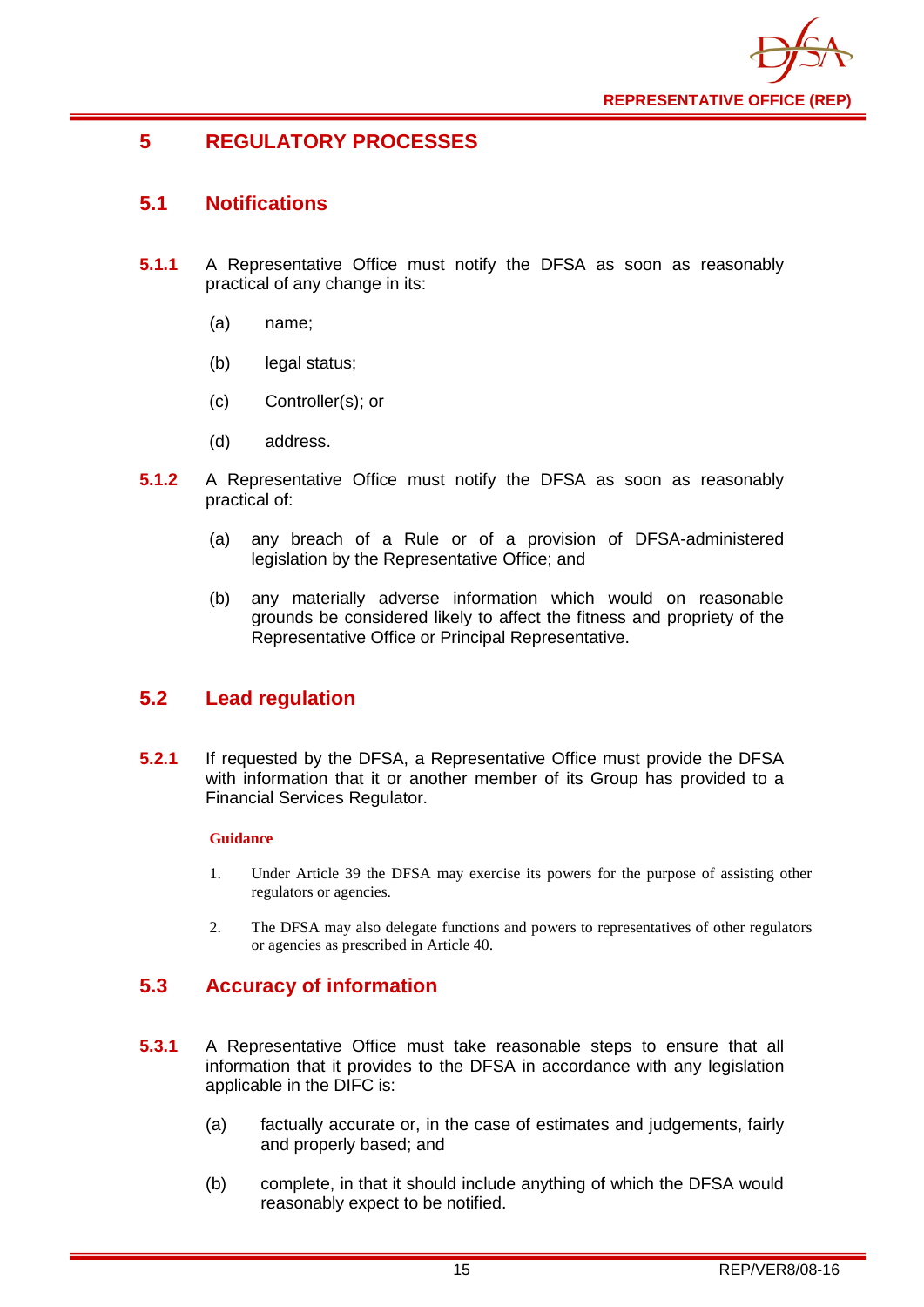# 5 REGULATORY PROCESSES

## 5.1 Notifications

**5.1.1** A Representative Office must notify the DFSA as soon as reasonably practical of any change in its:

(a) name;

(b) legal status;

(c) Controller(s); or

(d) address.

**5.1.2** A Representative Office must notify the DFSA as soon as reasonably practical of:

(a) any breach of a Rule or of a provision of DFSA-administered legislation by the Representative Office; and

(b) any materially adverse information which would on reasonable grounds be considered likely to affect the fitness and propriety of the Representative Office or Principal Representative.

## 5.2 Lead regulation

**5.2.1** If requested by the DFSA, a Representative Office must provide the DFSA with information that it or another member of its Group has provided to a Financial Services Regulator.

**Guidance**

1. Under Article 39 the DFSA may exercise its powers for the purpose of assisting other regulators or agencies.

2. The DFSA may also delegate functions and powers to representatives of other regulators or agencies as prescribed in Article 40.

## 5.3 Accuracy of information

**5.3.1** A Representative Office must take reasonable steps to ensure that all information that it provides to the DFSA in accordance with any legislation applicable in the DIFC is:

(a) factually accurate or, in the case of estimates and judgements, fairly and properly based; and

(b) complete, in that it should include anything of which the DFSA would reasonably expect to be notified.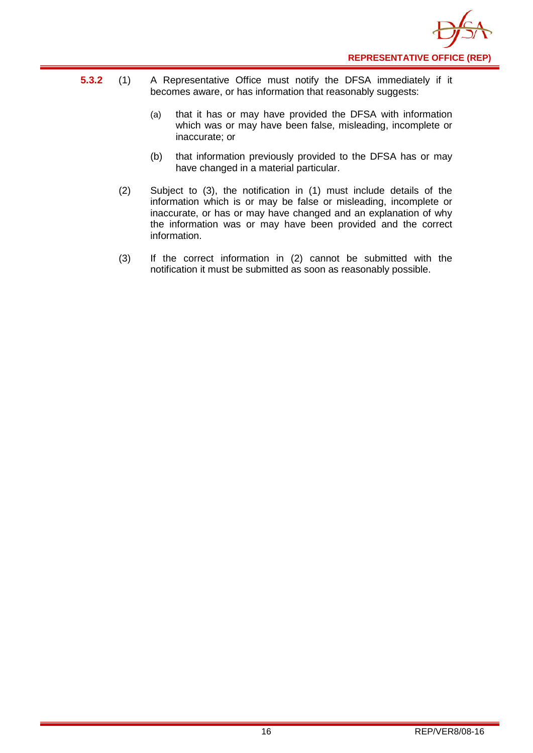**5.3.2** (1) A Representative Office must notify the DFSA immediately if it becomes aware, or has information that reasonably suggests:

(a) that it has or may have provided the DFSA with information which was or may have been false, misleading, incomplete or inaccurate; or

(b) that information previously provided to the DFSA has or may have changed in a material particular.

(2) Subject to (3), the notification in (1) must include details of the information which is or may be false or misleading, incomplete or inaccurate, or has or may have changed and an explanation of why the information was or may have been provided and the correct information.

(3) If the correct information in (2) cannot be submitted with the notification it must be submitted as soon as reasonably possible.